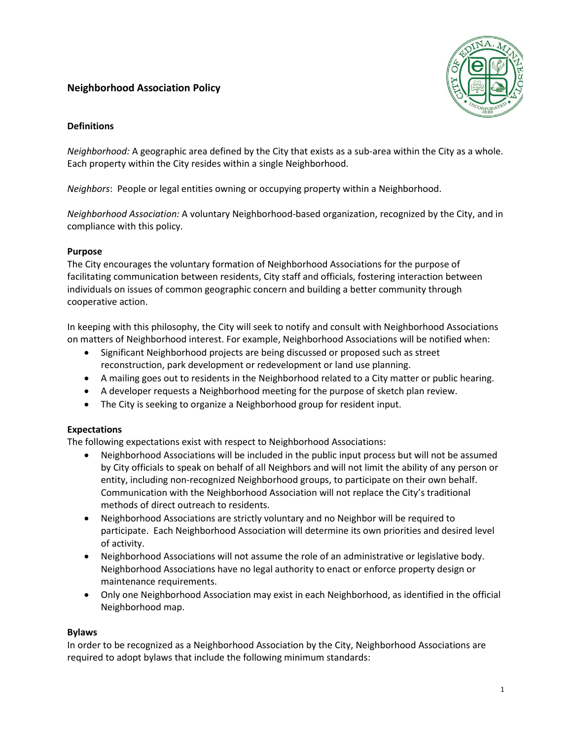# Neighborhood Association Policy

## Definitions

*Neighborhood:* A geographic area defined by the City that exists as a sub-area within the City as a whole. Each property within the City resides within a single Neighborhood.

*Neighbors*: People or legal entities owning or occupying property within a Neighborhood.

*Neighborhood Association:* A voluntary Neighborhood-based organization, recognized by the City, and in compliance with this policy.

## Purpose

The City encourages the voluntary formation of Neighborhood Associations for the purpose of facilitating communication between residents, City staff and officials, fostering interaction between individuals on issues of common geographic concern and building a better community through cooperative action.

In keeping with this philosophy, the City will seek to notify and consult with Neighborhood Associations on matters of Neighborhood interest. For example, Neighborhood Associations will be notified when:

- Significant Neighborhood projects are being discussed or proposed such as street reconstruction, park development or redevelopment or land use planning.
- A mailing goes out to residents in the Neighborhood related to a City matter or public hearing.
- A developer requests a Neighborhood meeting for the purpose of sketch plan review.
- The City is seeking to organize a Neighborhood group for resident input.

## Expectations

The following expectations exist with respect to Neighborhood Associations:

- Neighborhood Associations will be included in the public input process but will not be assumed by City officials to speak on behalf of all Neighbors and will not limit the ability of any person or entity, including non-recognized Neighborhood groups, to participate on their own behalf. Communication with the Neighborhood Association will not replace the City's traditional methods of direct outreach to residents.
- Neighborhood Associations are strictly voluntary and no Neighbor will be required to participate. Each Neighborhood Association will determine its own priorities and desired level of activity.
- Neighborhood Associations will not assume the role of an administrative or legislative body. Neighborhood Associations have no legal authority to enact or enforce property design or maintenance requirements.
- Only one Neighborhood Association may exist in each Neighborhood, as identified in the official Neighborhood map.

## Bylaws

In order to be recognized as a Neighborhood Association by the City, Neighborhood Associations are required to adopt bylaws that include the following minimum standards: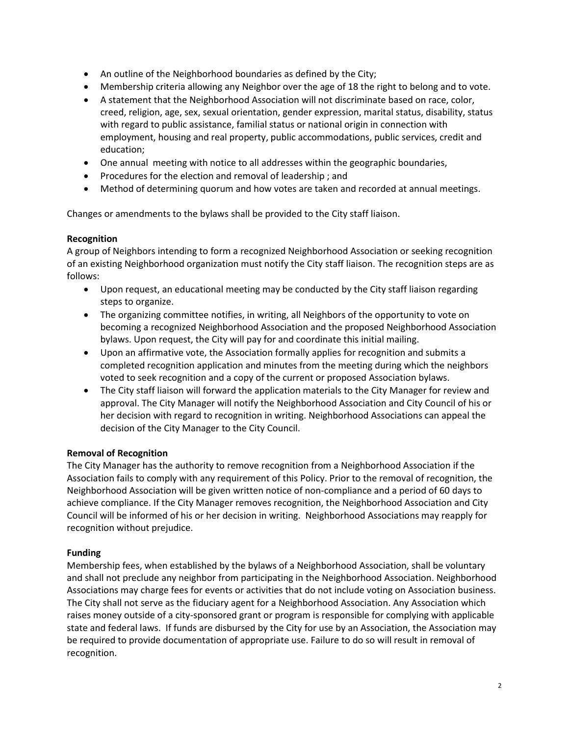- An outline of the Neighborhood boundaries as defined by the City;
- Membership criteria allowing any Neighbor over the age of 18 the right to belong and to vote.
- A statement that the Neighborhood Association will not discriminate based on race, color, creed, religion, age, sex, sexual orientation, gender expression, marital status, disability, status with regard to public assistance, familial status or national origin in connection with employment, housing and real property, public accommodations, public services, credit and education;
- One annual meeting with notice to all addresses within the geographic boundaries,
- Procedures for the election and removal of leadership ; and
- Method of determining quorum and how votes are taken and recorded at annual meetings.

Changes or amendments to the bylaws shall be provided to the City staff liaison.

**Recognition**

A group of Neighbors intending to form a recognized Neighborhood Association or seeking recognition of an existing Neighborhood organization must notify the City staff liaison. The recognition steps are as follows:

- Upon request, an educational meeting may be conducted by the City staff liaison regarding steps to organize.
- The organizing committee notifies, in writing, all Neighbors of the opportunity to vote on becoming a recognized Neighborhood Association and the proposed Neighborhood Association bylaws. Upon request, the City will pay for and coordinate this initial mailing.
- Upon an affirmative vote, the Association formally applies for recognition and submits a completed recognition application and minutes from the meeting during which the neighbors voted to seek recognition and a copy of the current or proposed Association bylaws.
- The City staff liaison will forward the application materials to the City Manager for review and approval. The City Manager will notify the Neighborhood Association and City Council of his or her decision with regard to recognition in writing. Neighborhood Associations can appeal the decision of the City Manager to the City Council.

**Removal of Recognition**

The City Manager has the authority to remove recognition from a Neighborhood Association if the Association fails to comply with any requirement of this Policy. Prior to the removal of recognition, the Neighborhood Association will be given written notice of non-compliance and a period of 60 days to achieve compliance. If the City Manager removes recognition, the Neighborhood Association and City Council will be informed of his or her decision in writing. Neighborhood Associations may reapply for recognition without prejudice.

**Funding**

Membership fees, when established by the bylaws of a Neighborhood Association, shall be voluntary and shall not preclude any neighbor from participating in the Neighborhood Association. Neighborhood Associations may charge fees for events or activities that do not include voting on Association business. The City shall not serve as the fiduciary agent for a Neighborhood Association. Any Association which raises money outside of a city-sponsored grant or program is responsible for complying with applicable state and federal laws. If funds are disbursed by the City for use by an Association, the Association may be required to provide documentation of appropriate use. Failure to do so will result in removal of recognition.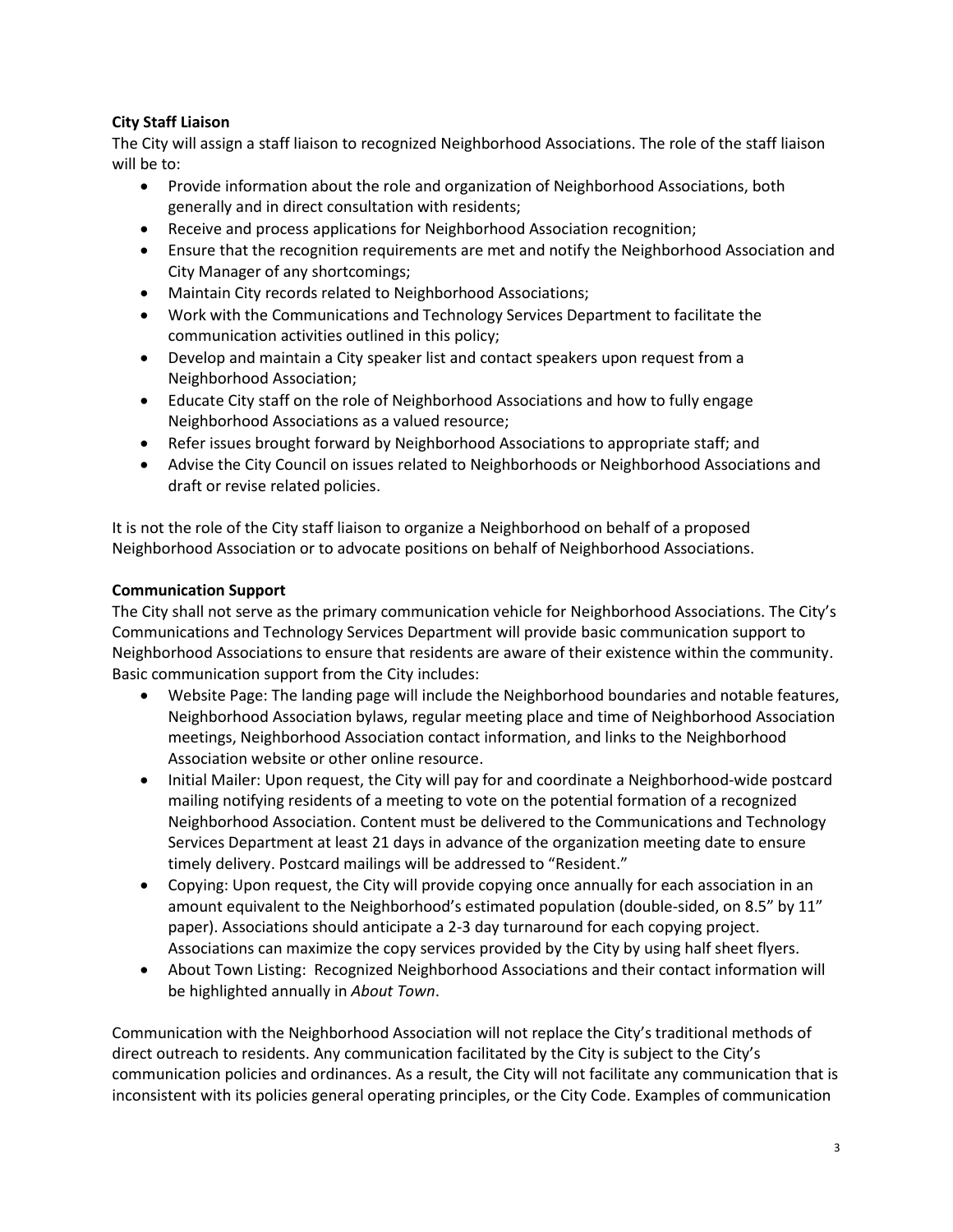**City Staff Liaison**

The City will assign a staff liaison to recognized Neighborhood Associations. The role of the staff liaison will be to:

- Provide information about the role and organization of Neighborhood Associations, both generally and in direct consultation with residents;
- Receive and process applications for Neighborhood Association recognition;
- Ensure that the recognition requirements are met and notify the Neighborhood Association and City Manager of any shortcomings;
- Maintain City records related to Neighborhood Associations;
- Work with the Communications and Technology Services Department to facilitate the communication activities outlined in this policy;
- Develop and maintain a City speaker list and contact speakers upon request from a Neighborhood Association;
- Educate City staff on the role of Neighborhood Associations and how to fully engage Neighborhood Associations as a valued resource;
- Refer issues brought forward by Neighborhood Associations to appropriate staff; and
- Advise the City Council on issues related to Neighborhoods or Neighborhood Associations and draft or revise related policies.

It is not the role of the City staff liaison to organize a Neighborhood on behalf of a proposed Neighborhood Association or to advocate positions on behalf of Neighborhood Associations.

**Communication Support**

The City shall not serve as the primary communication vehicle for Neighborhood Associations. The City's Communications and Technology Services Department will provide basic communication support to Neighborhood Associations to ensure that residents are aware of their existence within the community. Basic communication support from the City includes:

- Website Page: The landing page will include the Neighborhood boundaries and notable features, Neighborhood Association bylaws, regular meeting place and time of Neighborhood Association meetings, Neighborhood Association contact information, and links to the Neighborhood Association website or other online resource.
- Initial Mailer: Upon request, the City will pay for and coordinate a Neighborhood-wide postcard mailing notifying residents of a meeting to vote on the potential formation of a recognized Neighborhood Association. Content must be delivered to the Communications and Technology Services Department at least 21 days in advance of the organization meeting date to ensure timely delivery. Postcard mailings will be addressed to "Resident."
- Copying: Upon request, the City will provide copying once annually for each association in an amount equivalent to the Neighborhood's estimated population (double-sided, on 8.5" by 11" paper). Associations should anticipate a 2-3 day turnaround for each copying project. Associations can maximize the copy services provided by the City by using half sheet flyers.
- About Town Listing: Recognized Neighborhood Associations and their contact information will be highlighted annually in *About Town*.

Communication with the Neighborhood Association will not replace the City's traditional methods of direct outreach to residents. Any communication facilitated by the City is subject to the City's communication policies and ordinances. As a result, the City will not facilitate any communication that is inconsistent with its policies general operating principles, or the City Code. Examples of communication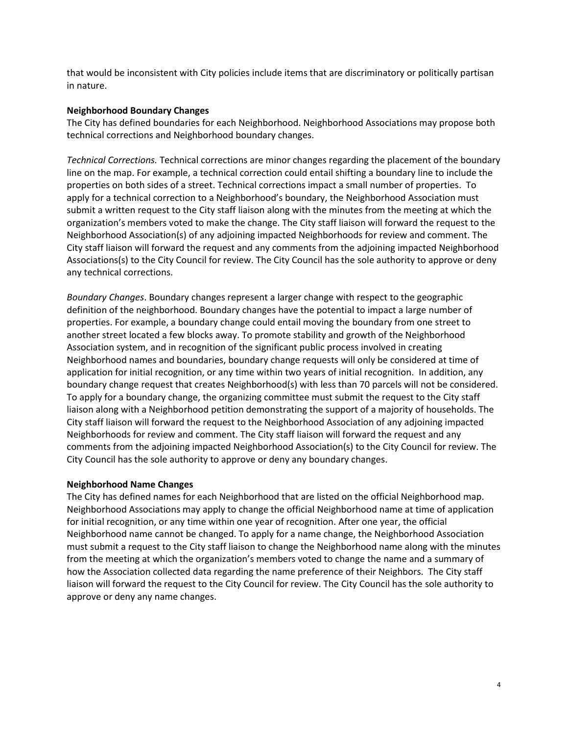that would be inconsistent with City policies include items that are discriminatory or politically partisan in nature.

**Neighborhood Boundary Changes**
The City has defined boundaries for each Neighborhood. Neighborhood Associations may propose both technical corrections and Neighborhood boundary changes.

*Technical Corrections.* Technical corrections are minor changes regarding the placement of the boundary line on the map. For example, a technical correction could entail shifting a boundary line to include the properties on both sides of a street. Technical corrections impact a small number of properties. To apply for a technical correction to a Neighborhood's boundary, the Neighborhood Association must submit a written request to the City staff liaison along with the minutes from the meeting at which the organization's members voted to make the change. The City staff liaison will forward the request to the Neighborhood Association(s) of any adjoining impacted Neighborhoods for review and comment. The City staff liaison will forward the request and any comments from the adjoining impacted Neighborhood Associations(s) to the City Council for review. The City Council has the sole authority to approve or deny any technical corrections.

*Boundary Changes*. Boundary changes represent a larger change with respect to the geographic definition of the neighborhood. Boundary changes have the potential to impact a large number of properties. For example, a boundary change could entail moving the boundary from one street to another street located a few blocks away. To promote stability and growth of the Neighborhood Association system, and in recognition of the significant public process involved in creating Neighborhood names and boundaries, boundary change requests will only be considered at time of application for initial recognition, or any time within two years of initial recognition. In addition, any boundary change request that creates Neighborhood(s) with less than 70 parcels will not be considered. To apply for a boundary change, the organizing committee must submit the request to the City staff liaison along with a Neighborhood petition demonstrating the support of a majority of households. The City staff liaison will forward the request to the Neighborhood Association of any adjoining impacted Neighborhoods for review and comment. The City staff liaison will forward the request and any comments from the adjoining impacted Neighborhood Association(s) to the City Council for review. The City Council has the sole authority to approve or deny any boundary changes.

**Neighborhood Name Changes**
The City has defined names for each Neighborhood that are listed on the official Neighborhood map. Neighborhood Associations may apply to change the official Neighborhood name at time of application for initial recognition, or any time within one year of recognition. After one year, the official Neighborhood name cannot be changed. To apply for a name change, the Neighborhood Association must submit a request to the City staff liaison to change the Neighborhood name along with the minutes from the meeting at which the organization's members voted to change the name and a summary of how the Association collected data regarding the name preference of their Neighbors. The City staff liaison will forward the request to the City Council for review. The City Council has the sole authority to approve or deny any name changes.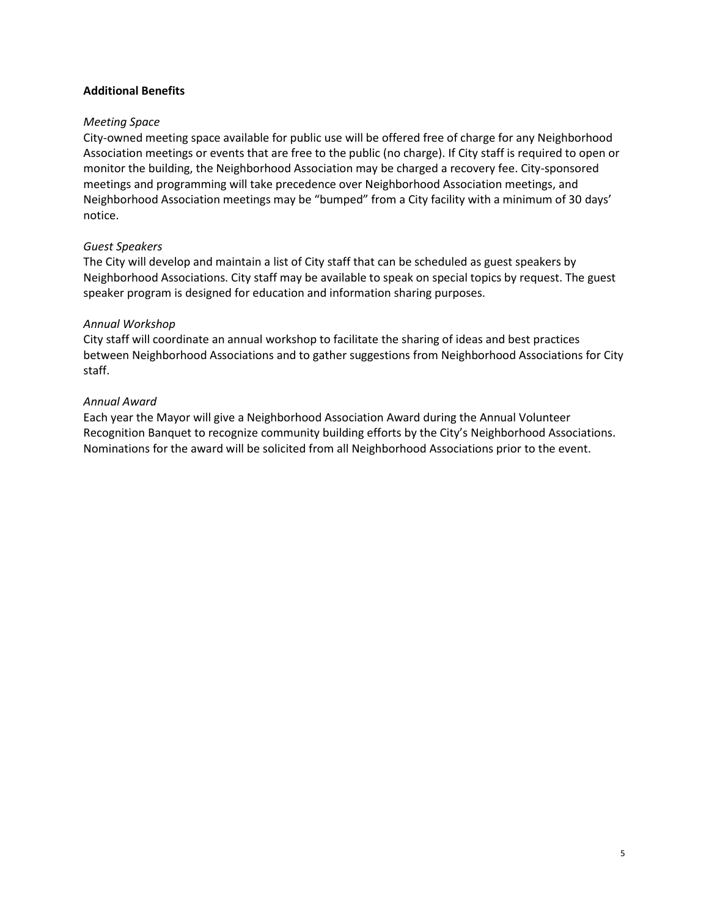**Additional Benefits**

*Meeting Space*

City-owned meeting space available for public use will be offered free of charge for any Neighborhood Association meetings or events that are free to the public (no charge). If City staff is required to open or monitor the building, the Neighborhood Association may be charged a recovery fee. City-sponsored meetings and programming will take precedence over Neighborhood Association meetings, and Neighborhood Association meetings may be "bumped" from a City facility with a minimum of 30 days' notice.

*Guest Speakers*

The City will develop and maintain a list of City staff that can be scheduled as guest speakers by Neighborhood Associations. City staff may be available to speak on special topics by request. The guest speaker program is designed for education and information sharing purposes.

*Annual Workshop*

City staff will coordinate an annual workshop to facilitate the sharing of ideas and best practices between Neighborhood Associations and to gather suggestions from Neighborhood Associations for City staff.

*Annual Award*

Each year the Mayor will give a Neighborhood Association Award during the Annual Volunteer Recognition Banquet to recognize community building efforts by the City's Neighborhood Associations. Nominations for the award will be solicited from all Neighborhood Associations prior to the event.